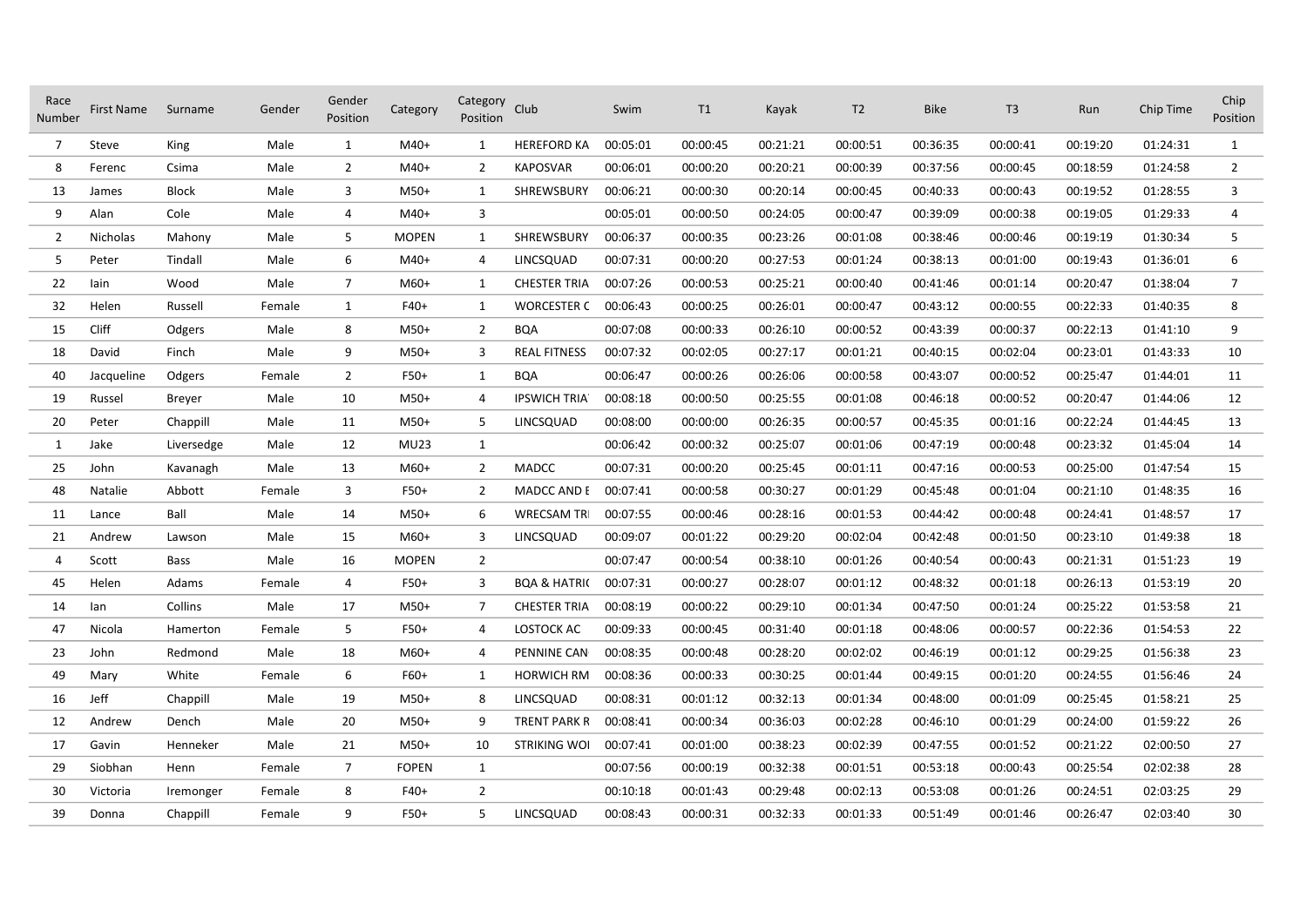| Race Number | First Name | Surname | Gender | Gender Position | Category | Category Position | Club | Swim | T1 | Kayak | T2 | Bike | T3 | Run | Chip Time | Chip Position |
|---|---|---|---|---|---|---|---|---|---|---|---|---|---|---|---|---|
| 7 | Steve | King | Male | 1 | M40+ | 1 | HEREFORD KA | 00:05:01 | 00:00:45 | 00:21:21 | 00:00:51 | 00:36:35 | 00:00:41 | 00:19:20 | 01:24:31 | 1 |
| 8 | Ferenc | Csima | Male | 2 | M40+ | 2 | KAPOSVAR | 00:06:01 | 00:00:20 | 00:20:21 | 00:00:39 | 00:37:56 | 00:00:45 | 00:18:59 | 01:24:58 | 2 |
| 13 | James | Block | Male | 3 | M50+ | 1 | SHREWSBURY | 00:06:21 | 00:00:30 | 00:20:14 | 00:00:45 | 00:40:33 | 00:00:43 | 00:19:52 | 01:28:55 | 3 |
| 9 | Alan | Cole | Male | 4 | M40+ | 3 | | 00:05:01 | 00:00:50 | 00:24:05 | 00:00:47 | 00:39:09 | 00:00:38 | 00:19:05 | 01:29:33 | 4 |
| 2 | Nicholas | Mahony | Male | 5 | MOPEN | 1 | SHREWSBURY | 00:06:37 | 00:00:35 | 00:23:26 | 00:01:08 | 00:38:46 | 00:00:46 | 00:19:19 | 01:30:34 | 5 |
| 5 | Peter | Tindall | Male | 6 | M40+ | 4 | LINCSQUAD | 00:07:31 | 00:00:20 | 00:27:53 | 00:01:24 | 00:38:13 | 00:01:00 | 00:19:43 | 01:36:01 | 6 |
| 22 | Iain | Wood | Male | 7 | M60+ | 1 | CHESTER TRIA | 00:07:26 | 00:00:53 | 00:25:21 | 00:00:40 | 00:41:46 | 00:01:14 | 00:20:47 | 01:38:04 | 7 |
| 32 | Helen | Russell | Female | 1 | F40+ | 1 | WORCESTER C | 00:06:43 | 00:00:25 | 00:26:01 | 00:00:47 | 00:43:12 | 00:00:55 | 00:22:33 | 01:40:35 | 8 |
| 15 | Cliff | Odgers | Male | 8 | M50+ | 2 | BQA | 00:07:08 | 00:00:33 | 00:26:10 | 00:00:52 | 00:43:39 | 00:00:37 | 00:22:13 | 01:41:10 | 9 |
| 18 | David | Finch | Male | 9 | M50+ | 3 | REAL FITNESS | 00:07:32 | 00:02:05 | 00:27:17 | 00:01:21 | 00:40:15 | 00:02:04 | 00:23:01 | 01:43:33 | 10 |
| 40 | Jacqueline | Odgers | Female | 2 | F50+ | 1 | BQA | 00:06:47 | 00:00:26 | 00:26:06 | 00:00:58 | 00:43:07 | 00:00:52 | 00:25:47 | 01:44:01 | 11 |
| 19 | Russel | Breyer | Male | 10 | M50+ | 4 | IPSWICH TRIA | 00:08:18 | 00:00:50 | 00:25:55 | 00:01:08 | 00:46:18 | 00:00:52 | 00:20:47 | 01:44:06 | 12 |
| 20 | Peter | Chappill | Male | 11 | M50+ | 5 | LINCSQUAD | 00:08:00 | 00:00:00 | 00:26:35 | 00:00:57 | 00:45:35 | 00:01:16 | 00:22:24 | 01:44:45 | 13 |
| 1 | Jake | Liversedge | Male | 12 | MU23 | 1 | | 00:06:42 | 00:00:32 | 00:25:07 | 00:01:06 | 00:47:19 | 00:00:48 | 00:23:32 | 01:45:04 | 14 |
| 25 | John | Kavanagh | Male | 13 | M60+ | 2 | MADCC | 00:07:31 | 00:00:20 | 00:25:45 | 00:01:11 | 00:47:16 | 00:00:53 | 00:25:00 | 01:47:54 | 15 |
| 48 | Natalie | Abbott | Female | 3 | F50+ | 2 | MADCC AND E | 00:07:41 | 00:00:58 | 00:30:27 | 00:01:29 | 00:45:48 | 00:01:04 | 00:21:10 | 01:48:35 | 16 |
| 11 | Lance | Ball | Male | 14 | M50+ | 6 | WRECSAM TRI | 00:07:55 | 00:00:46 | 00:28:16 | 00:01:53 | 00:44:42 | 00:00:48 | 00:24:41 | 01:48:57 | 17 |
| 21 | Andrew | Lawson | Male | 15 | M60+ | 3 | LINCSQUAD | 00:09:07 | 00:01:22 | 00:29:20 | 00:02:04 | 00:42:48 | 00:01:50 | 00:23:10 | 01:49:38 | 18 |
| 4 | Scott | Bass | Male | 16 | MOPEN | 2 | | 00:07:47 | 00:00:54 | 00:38:10 | 00:01:26 | 00:40:54 | 00:00:43 | 00:21:31 | 01:51:23 | 19 |
| 45 | Helen | Adams | Female | 4 | F50+ | 3 | BQA & HATRI( | 00:07:31 | 00:00:27 | 00:28:07 | 00:01:12 | 00:48:32 | 00:01:18 | 00:26:13 | 01:53:19 | 20 |
| 14 | Ian | Collins | Male | 17 | M50+ | 7 | CHESTER TRIA | 00:08:19 | 00:00:22 | 00:29:10 | 00:01:34 | 00:47:50 | 00:01:24 | 00:25:22 | 01:53:58 | 21 |
| 47 | Nicola | Hamerton | Female | 5 | F50+ | 4 | LOSTOCK AC | 00:09:33 | 00:00:45 | 00:31:40 | 00:01:18 | 00:48:06 | 00:00:57 | 00:22:36 | 01:54:53 | 22 |
| 23 | John | Redmond | Male | 18 | M60+ | 4 | PENNINE CAN | 00:08:35 | 00:00:48 | 00:28:20 | 00:02:02 | 00:46:19 | 00:01:12 | 00:29:25 | 01:56:38 | 23 |
| 49 | Mary | White | Female | 6 | F60+ | 1 | HORWICH RM | 00:08:36 | 00:00:33 | 00:30:25 | 00:01:44 | 00:49:15 | 00:01:20 | 00:24:55 | 01:56:46 | 24 |
| 16 | Jeff | Chappill | Male | 19 | M50+ | 8 | LINCSQUAD | 00:08:31 | 00:01:12 | 00:32:13 | 00:01:34 | 00:48:00 | 00:01:09 | 00:25:45 | 01:58:21 | 25 |
| 12 | Andrew | Dench | Male | 20 | M50+ | 9 | TRENT PARK R | 00:08:41 | 00:00:34 | 00:36:03 | 00:02:28 | 00:46:10 | 00:01:29 | 00:24:00 | 01:59:22 | 26 |
| 17 | Gavin | Henneker | Male | 21 | M50+ | 10 | STRIKING WOI | 00:07:41 | 00:01:00 | 00:38:23 | 00:02:39 | 00:47:55 | 00:01:52 | 00:21:22 | 02:00:50 | 27 |
| 29 | Siobhan | Henn | Female | 7 | FOPEN | 1 | | 00:07:56 | 00:00:19 | 00:32:38 | 00:01:51 | 00:53:18 | 00:00:43 | 00:25:54 | 02:02:38 | 28 |
| 30 | Victoria | Iremonger | Female | 8 | F40+ | 2 | | 00:10:18 | 00:01:43 | 00:29:48 | 00:02:13 | 00:53:08 | 00:01:26 | 00:24:51 | 02:03:25 | 29 |
| 39 | Donna | Chappill | Female | 9 | F50+ | 5 | LINCSQUAD | 00:08:43 | 00:00:31 | 00:32:33 | 00:01:33 | 00:51:49 | 00:01:46 | 00:26:47 | 02:03:40 | 30 |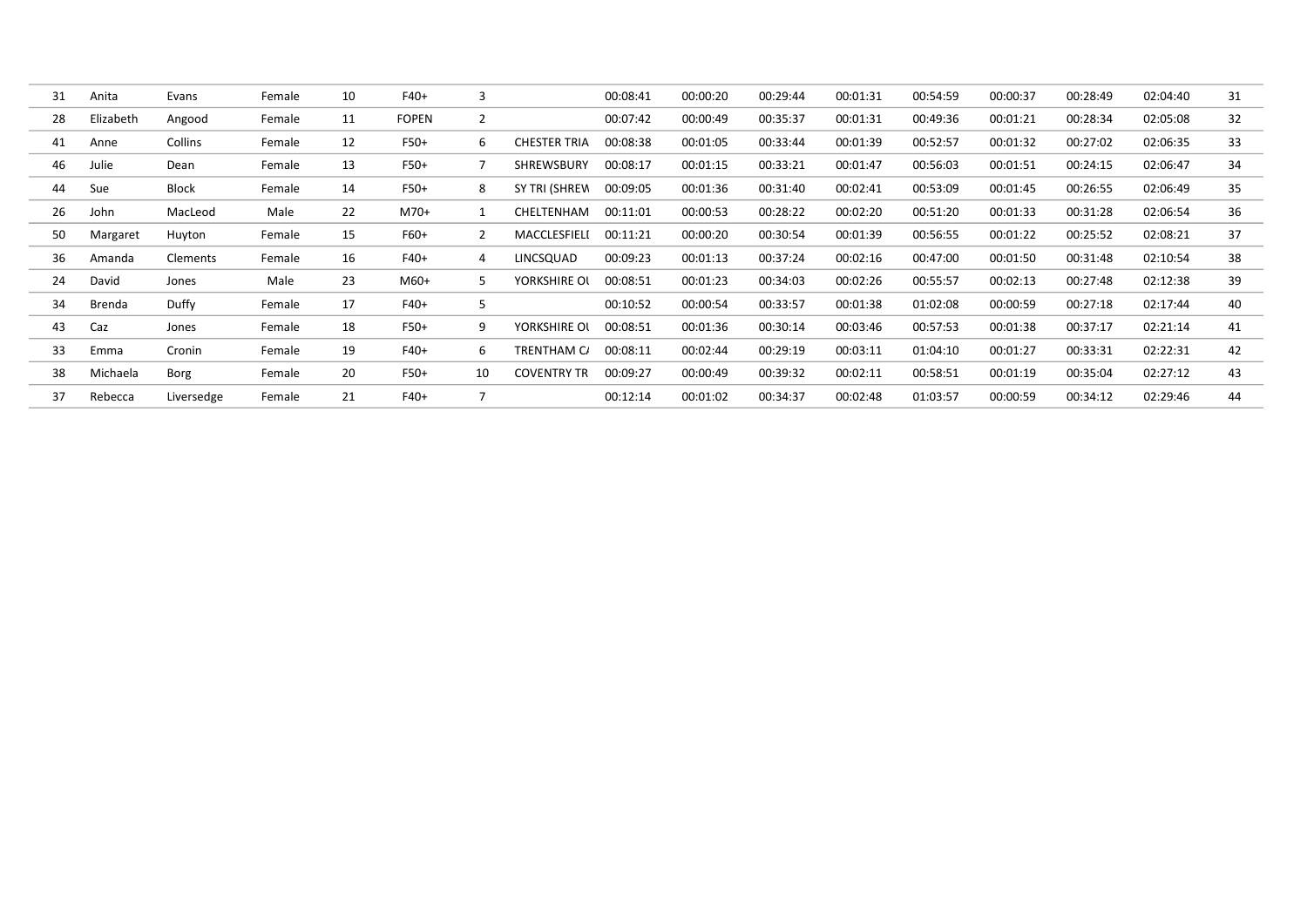| | | | | | | | | | | | | | | | | |
|---|---|---|---|---|---|---|---|---|---|---|---|---|---|---|---|---|
| 31 | Anita | Evans | Female | 10 | F40+ | 3 | | 00:08:41 | 00:00:20 | 00:29:44 | 00:01:31 | 00:54:59 | 00:00:37 | 00:28:49 | 02:04:40 | 31 |
| 28 | Elizabeth | Angood | Female | 11 | FOPEN | 2 | | 00:07:42 | 00:00:49 | 00:35:37 | 00:01:31 | 00:49:36 | 00:01:21 | 00:28:34 | 02:05:08 | 32 |
| 41 | Anne | Collins | Female | 12 | F50+ | 6 | CHESTER TRIA | 00:08:38 | 00:01:05 | 00:33:44 | 00:01:39 | 00:52:57 | 00:01:32 | 00:27:02 | 02:06:35 | 33 |
| 46 | Julie | Dean | Female | 13 | F50+ | 7 | SHREWSBURY | 00:08:17 | 00:01:15 | 00:33:21 | 00:01:47 | 00:56:03 | 00:01:51 | 00:24:15 | 02:06:47 | 34 |
| 44 | Sue | Block | Female | 14 | F50+ | 8 | SY TRI (SHREW | 00:09:05 | 00:01:36 | 00:31:40 | 00:02:41 | 00:53:09 | 00:01:45 | 00:26:55 | 02:06:49 | 35 |
| 26 | John | MacLeod | Male | 22 | M70+ | 1 | CHELTENHAM | 00:11:01 | 00:00:53 | 00:28:22 | 00:02:20 | 00:51:20 | 00:01:33 | 00:31:28 | 02:06:54 | 36 |
| 50 | Margaret | Huyton | Female | 15 | F60+ | 2 | MACCLESFIELI | 00:11:21 | 00:00:20 | 00:30:54 | 00:01:39 | 00:56:55 | 00:01:22 | 00:25:52 | 02:08:21 | 37 |
| 36 | Amanda | Clements | Female | 16 | F40+ | 4 | LINCSQUAD | 00:09:23 | 00:01:13 | 00:37:24 | 00:02:16 | 00:47:00 | 00:01:50 | 00:31:48 | 02:10:54 | 38 |
| 24 | David | Jones | Male | 23 | M60+ | 5 | YORKSHIRE OL | 00:08:51 | 00:01:23 | 00:34:03 | 00:02:26 | 00:55:57 | 00:02:13 | 00:27:48 | 02:12:38 | 39 |
| 34 | Brenda | Duffy | Female | 17 | F40+ | 5 | | 00:10:52 | 00:00:54 | 00:33:57 | 00:01:38 | 01:02:08 | 00:00:59 | 00:27:18 | 02:17:44 | 40 |
| 43 | Caz | Jones | Female | 18 | F50+ | 9 | YORKSHIRE OL | 00:08:51 | 00:01:36 | 00:30:14 | 00:03:46 | 00:57:53 | 00:01:38 | 00:37:17 | 02:21:14 | 41 |
| 33 | Emma | Cronin | Female | 19 | F40+ | 6 | TRENTHAM C/ | 00:08:11 | 00:02:44 | 00:29:19 | 00:03:11 | 01:04:10 | 00:01:27 | 00:33:31 | 02:22:31 | 42 |
| 38 | Michaela | Borg | Female | 20 | F50+ | 10 | COVENTRY TR | 00:09:27 | 00:00:49 | 00:39:32 | 00:02:11 | 00:58:51 | 00:01:19 | 00:35:04 | 02:27:12 | 43 |
| 37 | Rebecca | Liversedge | Female | 21 | F40+ | 7 | | 00:12:14 | 00:01:02 | 00:34:37 | 00:02:48 | 01:03:57 | 00:00:59 | 00:34:12 | 02:29:46 | 44 |